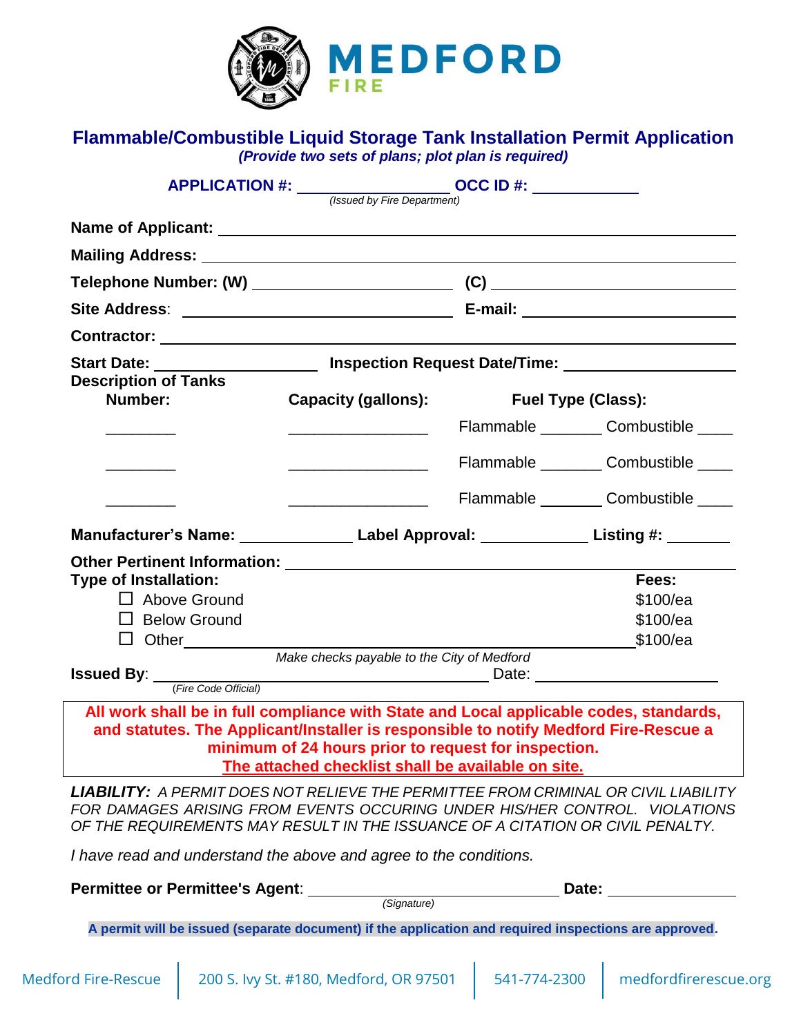# MEDFORD FIRE

## Flammable/Combustible Liquid Storage Tank Installation Permit Application

***(Provide two sets of plans; plot plan is required)***

**APPLICATION #:** ________________ **OCC ID #:** ____________
*(Issued by Fire Department)*

**Name of Applicant:** ______________________________________________

**Mailing Address:** ______________________________________________

**Telephone Number: (W)** ______________________ **(C)** ______________________

**Site Address**: ______________________ **E-mail:** ______________________

**Contractor:** ______________________________________________

**Start Date:** ________________ **Inspection Request Date/Time:** ________________

**Description of Tanks**

| Number: | Capacity (gallons): | Fuel Type (Class): |
|---|---|---|
| ________ | ________________ | Flammable _______ Combustible ____ |
| ________ | ________________ | Flammable _______ Combustible ____ |
| ________ | ________________ | Flammable _______ Combustible ____ |

**Manufacturer's Name:** ____________ **Label Approval:** ____________ **Listing #:** _______

**Other Pertinent Information:** ______________________________________________

| Type of Installation: | Fees: |
|---|---|
| ☐ Above Ground | $100/ea |
| ☐ Below Ground | $100/ea |
| ☐ Other ______________________________ | $100/ea |

*Make checks payable to the City of Medford*

**Issued By**: ______________________________ Date: ____________________
*(Fire Code Official)*

**All work shall be in full compliance with State and Local applicable codes, standards, and statutes. The Applicant/Installer is responsible to notify Medford Fire-Rescue a minimum of 24 hours prior to request for inspection.**
**<u>The attached checklist shall be available on site.</u>**

***LIABILITY:*** *A PERMIT DOES NOT RELIEVE THE PERMITTEE FROM CRIMINAL OR CIVIL LIABILITY FOR DAMAGES ARISING FROM EVENTS OCCURING UNDER HIS/HER CONTROL. VIOLATIONS OF THE REQUIREMENTS MAY RESULT IN THE ISSUANCE OF A CITATION OR CIVIL PENALTY.*

*I have read and understand the above and agree to the conditions.*

**Permittee or Permittee's Agent**: ______________________________ **Date:** ______________
*(Signature)*

**A permit will be issued (separate document) if the application and required inspections are approved.**

Medford Fire-Rescue | 200 S. Ivy St. #180, Medford, OR 97501 | 541-774-2300 | medfordfirerescue.org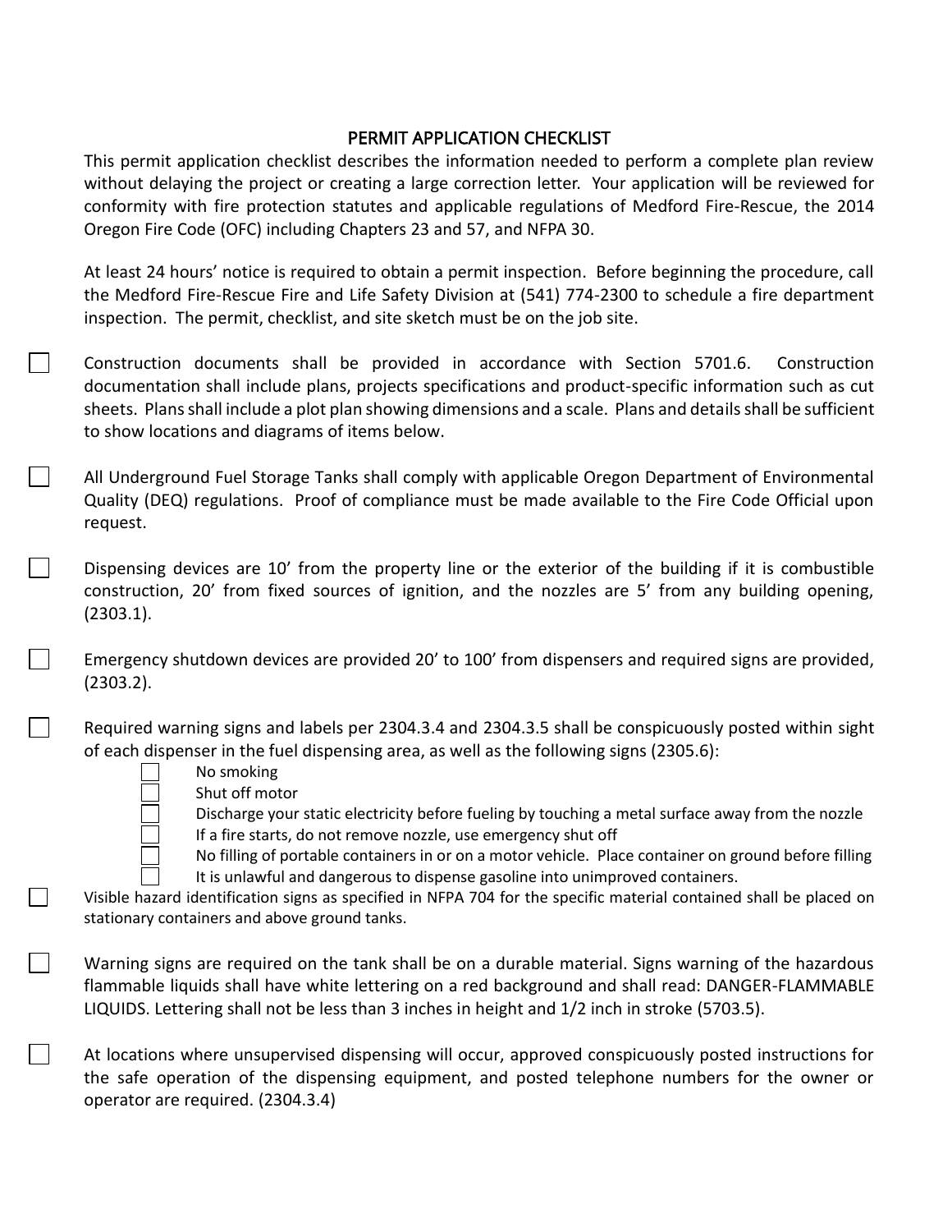## PERMIT APPLICATION CHECKLIST

This permit application checklist describes the information needed to perform a complete plan review without delaying the project or creating a large correction letter. Your application will be reviewed for conformity with fire protection statutes and applicable regulations of Medford Fire-Rescue, the 2014 Oregon Fire Code (OFC) including Chapters 23 and 57, and NFPA 30.

At least 24 hours' notice is required to obtain a permit inspection. Before beginning the procedure, call the Medford Fire-Rescue Fire and Life Safety Division at (541) 774-2300 to schedule a fire department inspection. The permit, checklist, and site sketch must be on the job site.

- [ ] Construction documents shall be provided in accordance with Section 5701.6. Construction documentation shall include plans, projects specifications and product-specific information such as cut sheets. Plans shall include a plot plan showing dimensions and a scale. Plans and details shall be sufficient to show locations and diagrams of items below.
- [ ] All Underground Fuel Storage Tanks shall comply with applicable Oregon Department of Environmental Quality (DEQ) regulations. Proof of compliance must be made available to the Fire Code Official upon request.
- [ ] Dispensing devices are 10' from the property line or the exterior of the building if it is combustible construction, 20' from fixed sources of ignition, and the nozzles are 5' from any building opening, (2303.1).
- [ ] Emergency shutdown devices are provided 20' to 100' from dispensers and required signs are provided, (2303.2).
- [ ] Required warning signs and labels per 2304.3.4 and 2304.3.5 shall be conspicuously posted within sight of each dispenser in the fuel dispensing area, as well as the following signs (2305.6):
  - [ ] No smoking
  - [ ] Shut off motor
  - [ ] Discharge your static electricity before fueling by touching a metal surface away from the nozzle
  - [ ] If a fire starts, do not remove nozzle, use emergency shut off
  - [ ] No filling of portable containers in or on a motor vehicle. Place container on ground before filling
  - [ ] It is unlawful and dangerous to dispense gasoline into unimproved containers.
- [ ] Visible hazard identification signs as specified in NFPA 704 for the specific material contained shall be placed on stationary containers and above ground tanks.
- [ ] Warning signs are required on the tank shall be on a durable material. Signs warning of the hazardous flammable liquids shall have white lettering on a red background and shall read: DANGER-FLAMMABLE LIQUIDS. Lettering shall not be less than 3 inches in height and 1/2 inch in stroke (5703.5).
- [ ] At locations where unsupervised dispensing will occur, approved conspicuously posted instructions for the safe operation of the dispensing equipment, and posted telephone numbers for the owner or operator are required. (2304.3.4)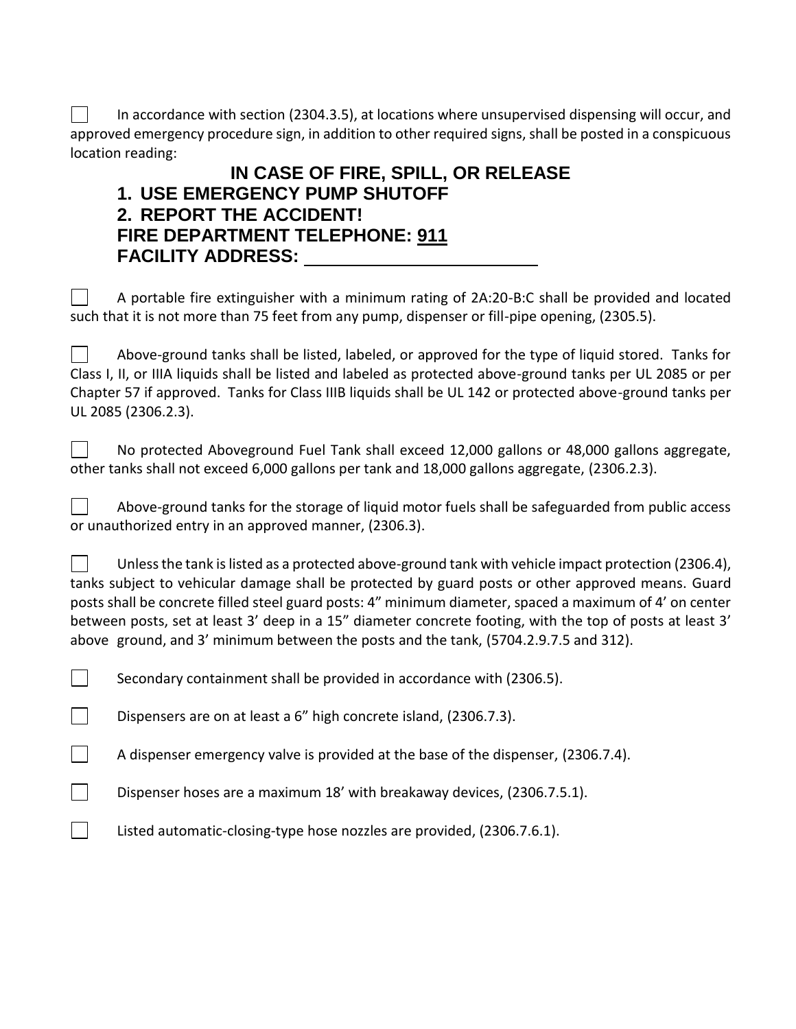- [ ] In accordance with section (2304.3.5), at locations where unsupervised dispensing will occur, and approved emergency procedure sign, in addition to other required signs, shall be posted in a conspicuous location reading:

**IN CASE OF FIRE, SPILL, OR RELEASE**
**1. USE EMERGENCY PUMP SHUTOFF**
**2. REPORT THE ACCIDENT!**
**FIRE DEPARTMENT TELEPHONE: 911**
**FACILITY ADDRESS: ________________________**

- [ ] A portable fire extinguisher with a minimum rating of 2A:20-B:C shall be provided and located such that it is not more than 75 feet from any pump, dispenser or fill-pipe opening, (2305.5).

- [ ] Above-ground tanks shall be listed, labeled, or approved for the type of liquid stored. Tanks for Class I, II, or IIIA liquids shall be listed and labeled as protected above-ground tanks per UL 2085 or per Chapter 57 if approved. Tanks for Class IIIB liquids shall be UL 142 or protected above-ground tanks per UL 2085 (2306.2.3).

- [ ] No protected Aboveground Fuel Tank shall exceed 12,000 gallons or 48,000 gallons aggregate, other tanks shall not exceed 6,000 gallons per tank and 18,000 gallons aggregate, (2306.2.3).

- [ ] Above-ground tanks for the storage of liquid motor fuels shall be safeguarded from public access or unauthorized entry in an approved manner, (2306.3).

- [ ] Unless the tank is listed as a protected above-ground tank with vehicle impact protection (2306.4), tanks subject to vehicular damage shall be protected by guard posts or other approved means. Guard posts shall be concrete filled steel guard posts: 4" minimum diameter, spaced a maximum of 4' on center between posts, set at least 3' deep in a 15" diameter concrete footing, with the top of posts at least 3' above ground, and 3' minimum between the posts and the tank, (5704.2.9.7.5 and 312).

- [ ] Secondary containment shall be provided in accordance with (2306.5).

- [ ] Dispensers are on at least a 6" high concrete island, (2306.7.3).

- [ ] A dispenser emergency valve is provided at the base of the dispenser, (2306.7.4).

- [ ] Dispenser hoses are a maximum 18' with breakaway devices, (2306.7.5.1).

- [ ] Listed automatic-closing-type hose nozzles are provided, (2306.7.6.1).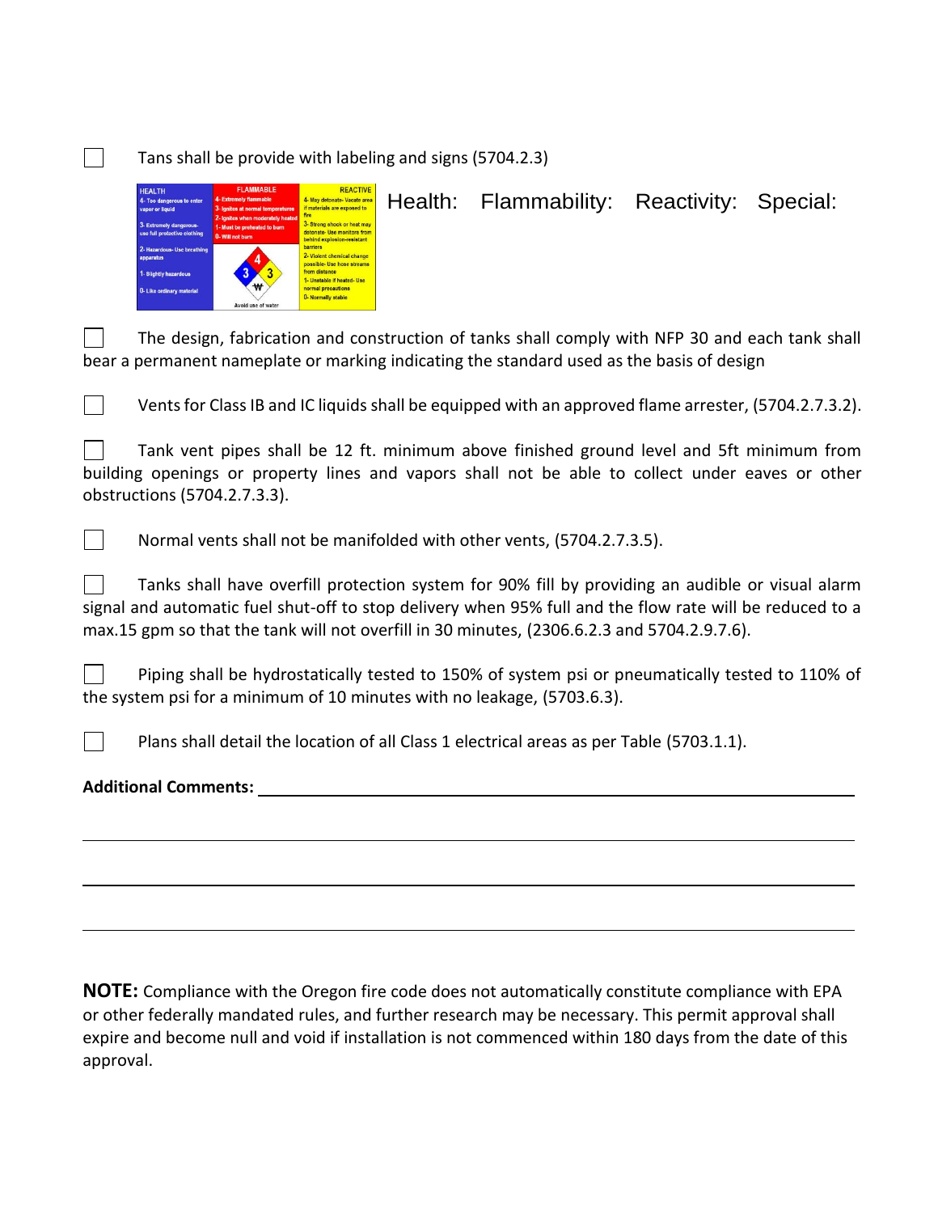- [ ] Tans shall be provide with labeling and signs (5704.2.3)

Health: Flammability: Reactivity: Special:

- [ ] The design, fabrication and construction of tanks shall comply with NFP 30 and each tank shall bear a permanent nameplate or marking indicating the standard used as the basis of design

- [ ] Vents for Class IB and IC liquids shall be equipped with an approved flame arrester, (5704.2.7.3.2).

- [ ] Tank vent pipes shall be 12 ft. minimum above finished ground level and 5ft minimum from building openings or property lines and vapors shall not be able to collect under eaves or other obstructions (5704.2.7.3.3).

- [ ] Normal vents shall not be manifolded with other vents, (5704.2.7.3.5).

- [ ] Tanks shall have overfill protection system for 90% fill by providing an audible or visual alarm signal and automatic fuel shut-off to stop delivery when 95% full and the flow rate will be reduced to a max.15 gpm so that the tank will not overfill in 30 minutes, (2306.6.2.3 and 5704.2.9.7.6).

- [ ] Piping shall be hydrostatically tested to 150% of system psi or pneumatically tested to 110% of the system psi for a minimum of 10 minutes with no leakage, (5703.6.3).

- [ ] Plans shall detail the location of all Class 1 electrical areas as per Table (5703.1.1).

**Additional Comments:** ______________________________________________

______________________________________________

______________________________________________

______________________________________________

**NOTE:** Compliance with the Oregon fire code does not automatically constitute compliance with EPA or other federally mandated rules, and further research may be necessary. This permit approval shall expire and become null and void if installation is not commenced within 180 days from the date of this approval.